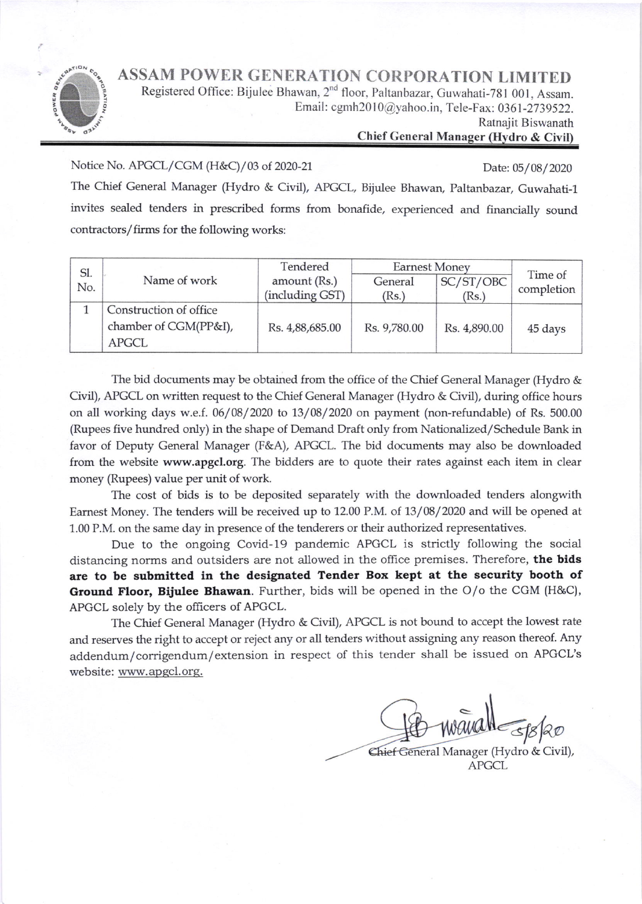# ASSAM POWER GENERATION CORPORATION LIMITED

Registered Office: Bijulee Bhawan, 2nd floor, Paltanbazar, Guwahati-781 001, Assam.
Email: cgmh2010@yahoo.in, Tele-Fax: 0361-2739522.
Ratnajit Biswanath
**Chief General Manager (Hydro & Civil)**

Notice No. APGCL/CGM (H&C)/03 of 2020-21

Date: 05/08/2020

The Chief General Manager (Hydro & Civil), APGCL, Bijulee Bhawan, Paltanbazar, Guwahati-1 invites sealed tenders in prescribed forms from bonafide, experienced and financially sound contractors/firms for the following works:

| Sl. No. | Name of work | Tendered amount (Rs.) (including GST) | Earnest Money | | Time of completion |
|---|---|---|---|---|---|
| | | | General (Rs.) | SC/ST/OBC (Rs.) | |
| 1 | Construction of office chamber of CGM(PP&I), APGCL | Rs. 4,88,685.00 | Rs. 9,780.00 | Rs. 4,890.00 | 45 days |

The bid documents may be obtained from the office of the Chief General Manager (Hydro & Civil), APGCL on written request to the Chief General Manager (Hydro & Civil), during office hours on all working days w.e.f. 06/08/2020 to 13/08/2020 on payment (non-refundable) of Rs. 500.00 (Rupees five hundred only) in the shape of Demand Draft only from Nationalized/Schedule Bank in favor of Deputy General Manager (F&A), APGCL. The bid documents may also be downloaded from the website **www.apgcl.org**. The bidders are to quote their rates against each item in clear money (Rupees) value per unit of work.

The cost of bids is to be deposited separately with the downloaded tenders alongwith Earnest Money. The tenders will be received up to 12.00 P.M. of 13/08/2020 and will be opened at 1.00 P.M. on the same day in presence of the tenderers or their authorized representatives.

Due to the ongoing Covid-19 pandemic APGCL is strictly following the social distancing norms and outsiders are not allowed in the office premises. Therefore, **the bids are to be submitted in the designated Tender Box kept at the security booth of Ground Floor, Bijulee Bhawan**. Further, bids will be opened in the O/o the CGM (H&C), APGCL solely by the officers of APGCL.

The Chief General Manager (Hydro & Civil), APGCL is not bound to accept the lowest rate and reserves the right to accept or reject any or all tenders without assigning any reason thereof. Any addendum/corrigendum/extension in respect of this tender shall be issued on APGCL's website: www.apgcl.org.

Sd/- 5/8/20
Chief General Manager (Hydro & Civil),
APGCL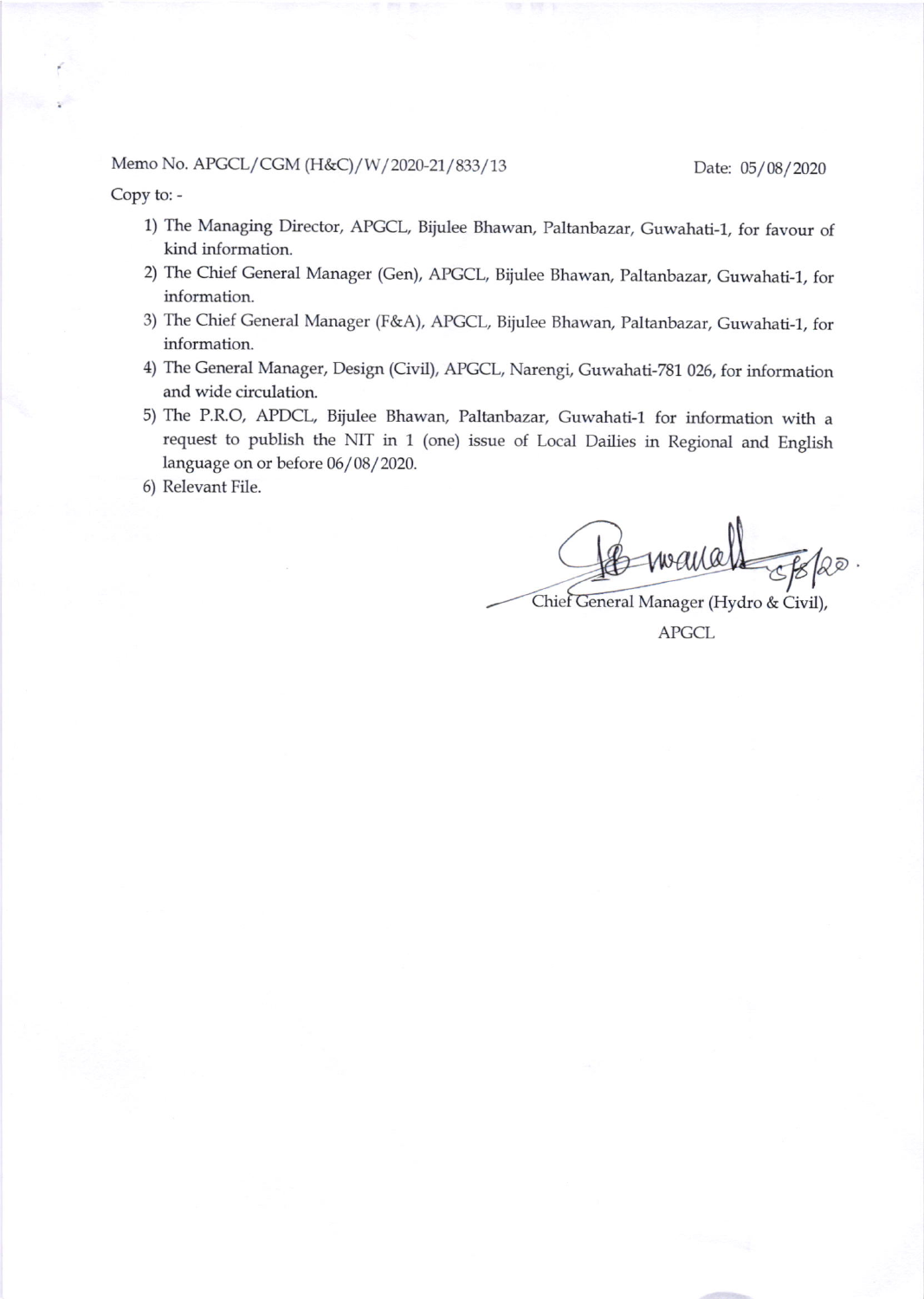Memo No. APGCL/CGM (H&C)/W/2020-21/833/13 Date: 05/08/2020

Copy to: -

1) The Managing Director, APGCL, Bijulee Bhawan, Paltanbazar, Guwahati-1, for favour of kind information.
2) The Chief General Manager (Gen), APGCL, Bijulee Bhawan, Paltanbazar, Guwahati-1, for information.
3) The Chief General Manager (F&A), APGCL, Bijulee Bhawan, Paltanbazar, Guwahati-1, for information.
4) The General Manager, Design (Civil), APGCL, Narengi, Guwahati-781 026, for information and wide circulation.
5) The P.R.O, APDCL, Bijulee Bhawan, Paltanbazar, Guwahati-1 for information with a request to publish the NIT in 1 (one) issue of Local Dailies in Regional and English language on or before 06/08/2020.
6) Relevant File.

Chief General Manager (Hydro & Civil),
APGCL